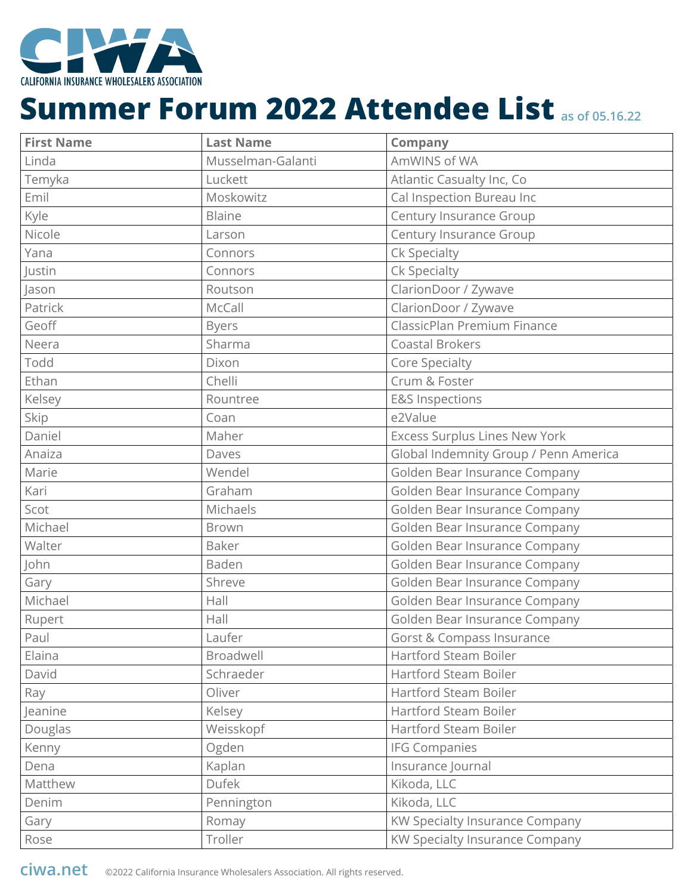CALIFORNIA INSURANCE WHOLESALERS ASSOCIATION

# Summer Forum 2022 Attendee List as of 05.16.22

| First Name | Last Name | Company |
|---|---|---|
| Linda | Musselman-Galanti | AmWINS of WA |
| Temyka | Luckett | Atlantic Casualty Inc, Co |
| Emil | Moskowitz | Cal Inspection Bureau Inc |
| Kyle | Blaine | Century Insurance Group |
| Nicole | Larson | Century Insurance Group |
| Yana | Connors | Ck Specialty |
| Justin | Connors | Ck Specialty |
| Jason | Routson | ClarionDoor / Zywave |
| Patrick | McCall | ClarionDoor / Zywave |
| Geoff | Byers | ClassicPlan Premium Finance |
| Neera | Sharma | Coastal Brokers |
| Todd | Dixon | Core Specialty |
| Ethan | Chelli | Crum & Foster |
| Kelsey | Rountree | E&S Inspections |
| Skip | Coan | e2Value |
| Daniel | Maher | Excess Surplus Lines New York |
| Anaiza | Daves | Global Indemnity Group / Penn America |
| Marie | Wendel | Golden Bear Insurance Company |
| Kari | Graham | Golden Bear Insurance Company |
| Scot | Michaels | Golden Bear Insurance Company |
| Michael | Brown | Golden Bear Insurance Company |
| Walter | Baker | Golden Bear Insurance Company |
| John | Baden | Golden Bear Insurance Company |
| Gary | Shreve | Golden Bear Insurance Company |
| Michael | Hall | Golden Bear Insurance Company |
| Rupert | Hall | Golden Bear Insurance Company |
| Paul | Laufer | Gorst & Compass Insurance |
| Elaina | Broadwell | Hartford Steam Boiler |
| David | Schraeder | Hartford Steam Boiler |
| Ray | Oliver | Hartford Steam Boiler |
| Jeanine | Kelsey | Hartford Steam Boiler |
| Douglas | Weisskopf | Hartford Steam Boiler |
| Kenny | Ogden | IFG Companies |
| Dena | Kaplan | Insurance Journal |
| Matthew | Dufek | Kikoda, LLC |
| Denim | Pennington | Kikoda, LLC |
| Gary | Romay | KW Specialty Insurance Company |
| Rose | Troller | KW Specialty Insurance Company |

ciwa.net ©2022 California Insurance Wholesalers Association. All rights reserved.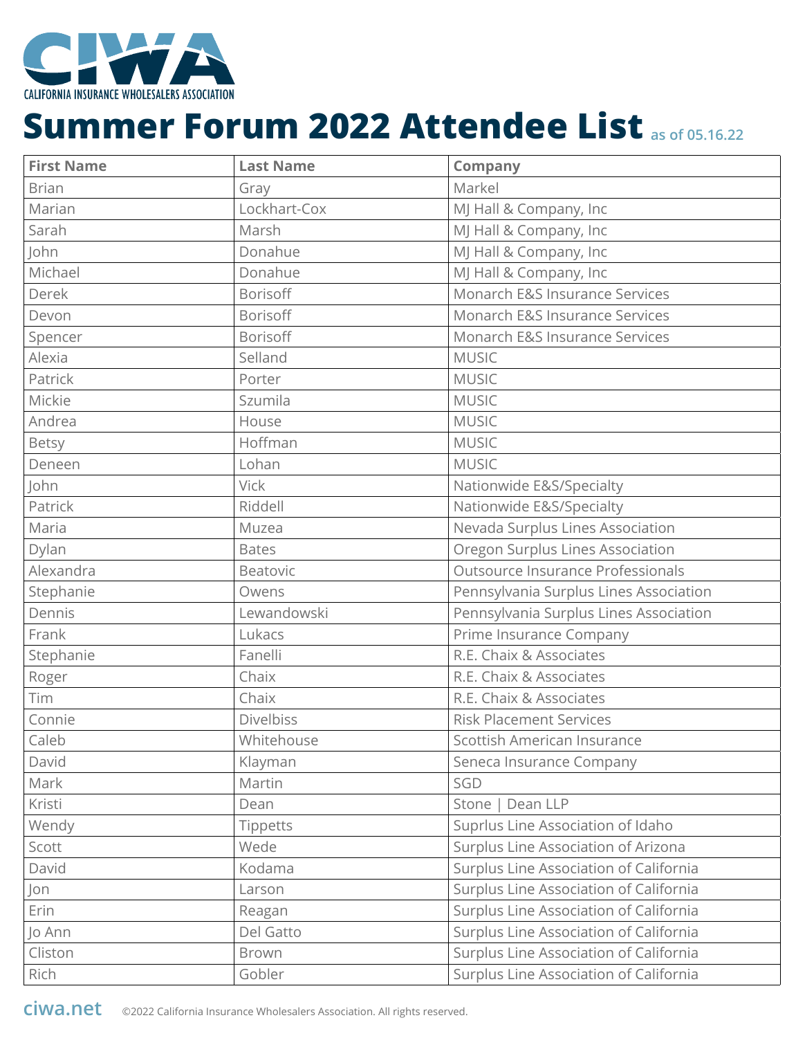CALIFORNIA INSURANCE WHOLESALERS ASSOCIATION

# Summer Forum 2022 Attendee List as of 05.16.22

| First Name | Last Name | Company |
| --- | --- | --- |
| Brian | Gray | Markel |
| Marian | Lockhart-Cox | MJ Hall & Company, Inc |
| Sarah | Marsh | MJ Hall & Company, Inc |
| John | Donahue | MJ Hall & Company, Inc |
| Michael | Donahue | MJ Hall & Company, Inc |
| Derek | Borisoff | Monarch E&S Insurance Services |
| Devon | Borisoff | Monarch E&S Insurance Services |
| Spencer | Borisoff | Monarch E&S Insurance Services |
| Alexia | Selland | MUSIC |
| Patrick | Porter | MUSIC |
| Mickie | Szumila | MUSIC |
| Andrea | House | MUSIC |
| Betsy | Hoffman | MUSIC |
| Deneen | Lohan | MUSIC |
| John | Vick | Nationwide E&S/Specialty |
| Patrick | Riddell | Nationwide E&S/Specialty |
| Maria | Muzea | Nevada Surplus Lines Association |
| Dylan | Bates | Oregon Surplus Lines Association |
| Alexandra | Beatovic | Outsource Insurance Professionals |
| Stephanie | Owens | Pennsylvania Surplus Lines Association |
| Dennis | Lewandowski | Pennsylvania Surplus Lines Association |
| Frank | Lukacs | Prime Insurance Company |
| Stephanie | Fanelli | R.E. Chaix & Associates |
| Roger | Chaix | R.E. Chaix & Associates |
| Tim | Chaix | R.E. Chaix & Associates |
| Connie | Divelbiss | Risk Placement Services |
| Caleb | Whitehouse | Scottish American Insurance |
| David | Klayman | Seneca Insurance Company |
| Mark | Martin | SGD |
| Kristi | Dean | Stone \| Dean LLP |
| Wendy | Tippetts | Suprlus Line Association of Idaho |
| Scott | Wede | Surplus Line Association of Arizona |
| David | Kodama | Surplus Line Association of California |
| Jon | Larson | Surplus Line Association of California |
| Erin | Reagan | Surplus Line Association of California |
| Jo Ann | Del Gatto | Surplus Line Association of California |
| Cliston | Brown | Surplus Line Association of California |
| Rich | Gobler | Surplus Line Association of California |

ciwa.net ©2022 California Insurance Wholesalers Association. All rights reserved.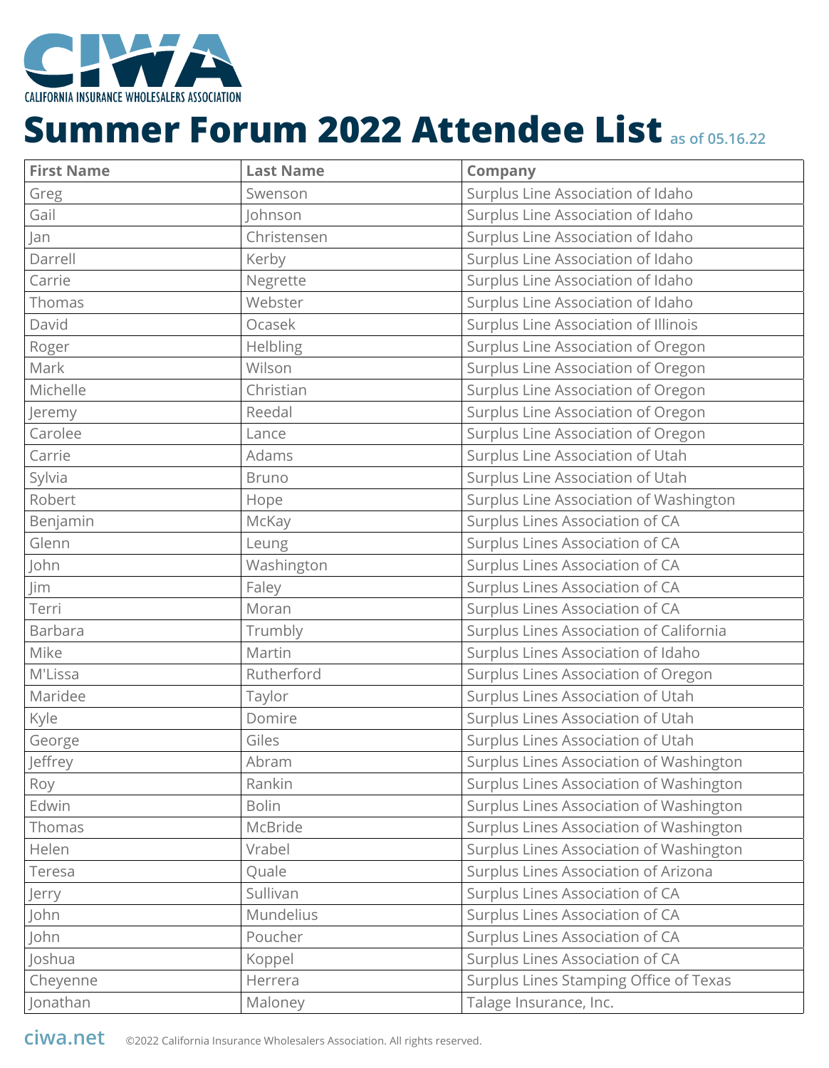CALIFORNIA INSURANCE WHOLESALERS ASSOCIATION

# Summer Forum 2022 Attendee List as of 05.16.22

| First Name | Last Name | Company |
|---|---|---|
| Greg | Swenson | Surplus Line Association of Idaho |
| Gail | Johnson | Surplus Line Association of Idaho |
| Jan | Christensen | Surplus Line Association of Idaho |
| Darrell | Kerby | Surplus Line Association of Idaho |
| Carrie | Negrette | Surplus Line Association of Idaho |
| Thomas | Webster | Surplus Line Association of Idaho |
| David | Ocasek | Surplus Line Association of Illinois |
| Roger | Helbling | Surplus Line Association of Oregon |
| Mark | Wilson | Surplus Line Association of Oregon |
| Michelle | Christian | Surplus Line Association of Oregon |
| Jeremy | Reedal | Surplus Line Association of Oregon |
| Carolee | Lance | Surplus Line Association of Oregon |
| Carrie | Adams | Surplus Line Association of Utah |
| Sylvia | Bruno | Surplus Line Association of Utah |
| Robert | Hope | Surplus Line Association of Washington |
| Benjamin | McKay | Surplus Lines Association of CA |
| Glenn | Leung | Surplus Lines Association of CA |
| John | Washington | Surplus Lines Association of CA |
| Jim | Faley | Surplus Lines Association of CA |
| Terri | Moran | Surplus Lines Association of CA |
| Barbara | Trumbly | Surplus Lines Association of California |
| Mike | Martin | Surplus Lines Association of Idaho |
| M'Lissa | Rutherford | Surplus Lines Association of Oregon |
| Maridee | Taylor | Surplus Lines Association of Utah |
| Kyle | Domire | Surplus Lines Association of Utah |
| George | Giles | Surplus Lines Association of Utah |
| Jeffrey | Abram | Surplus Lines Association of Washington |
| Roy | Rankin | Surplus Lines Association of Washington |
| Edwin | Bolin | Surplus Lines Association of Washington |
| Thomas | McBride | Surplus Lines Association of Washington |
| Helen | Vrabel | Surplus Lines Association of Washington |
| Teresa | Quale | Surplus Lines Association of Arizona |
| Jerry | Sullivan | Surplus Lines Association of CA |
| John | Mundelius | Surplus Lines Association of CA |
| John | Poucher | Surplus Lines Association of CA |
| Joshua | Koppel | Surplus Lines Association of CA |
| Cheyenne | Herrera | Surplus Lines Stamping Office of Texas |
| Jonathan | Maloney | Talage Insurance, Inc. |

ciwa.net ©2022 California Insurance Wholesalers Association. All rights reserved.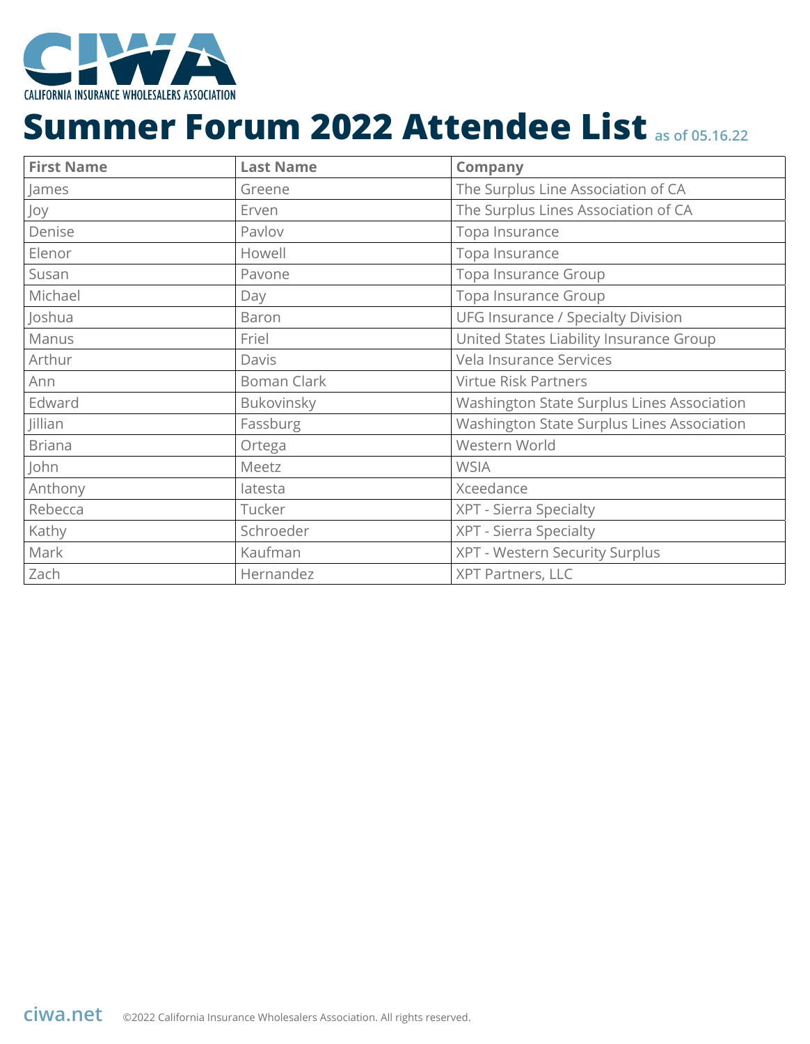CALIFORNIA INSURANCE WHOLESALERS ASSOCIATION

# Summer Forum 2022 Attendee List as of 05.16.22

| First Name | Last Name | Company |
|---|---|---|
| James | Greene | The Surplus Line Association of CA |
| Joy | Erven | The Surplus Lines Association of CA |
| Denise | Pavlov | Topa Insurance |
| Elenor | Howell | Topa Insurance |
| Susan | Pavone | Topa Insurance Group |
| Michael | Day | Topa Insurance Group |
| Joshua | Baron | UFG Insurance / Specialty Division |
| Manus | Friel | United States Liability Insurance Group |
| Arthur | Davis | Vela Insurance Services |
| Ann | Boman Clark | Virtue Risk Partners |
| Edward | Bukovinsky | Washington State Surplus Lines Association |
| Jillian | Fassburg | Washington State Surplus Lines Association |
| Briana | Ortega | Western World |
| John | Meetz | WSIA |
| Anthony | Iatesta | Xceedance |
| Rebecca | Tucker | XPT - Sierra Specialty |
| Kathy | Schroeder | XPT - Sierra Specialty |
| Mark | Kaufman | XPT - Western Security Surplus |
| Zach | Hernandez | XPT Partners, LLC |

ciwa.net ©2022 California Insurance Wholesalers Association. All rights reserved.